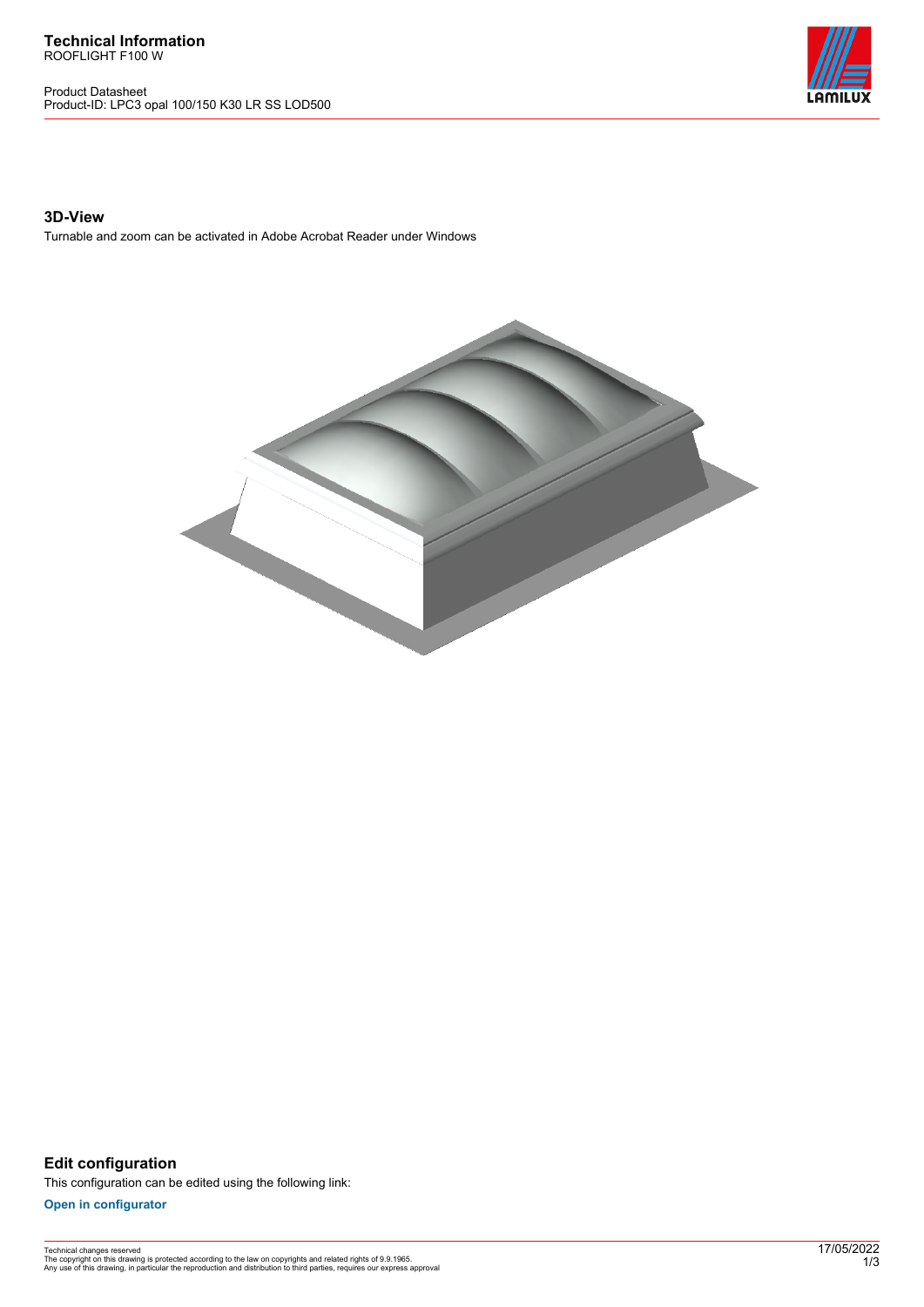# Technical Information

ROOFLIGHT F100 W

Product Datasheet
Product-ID: LPC3 opal 100/150 K30 LR SS LOD500

## 3D-View

Turnable and zoom can be activated in Adobe Acrobat Reader under Windows

## Edit configuration

This configuration can be edited using the following link:

**Open in configurator**

Technical changes reserved
The copyright on this drawing is protected according to the law on copyrights and related rights of 9.9.1965.
Any use of this drawing, in particular the reproduction and distribution to third parties, requires our express approval

17/05/2022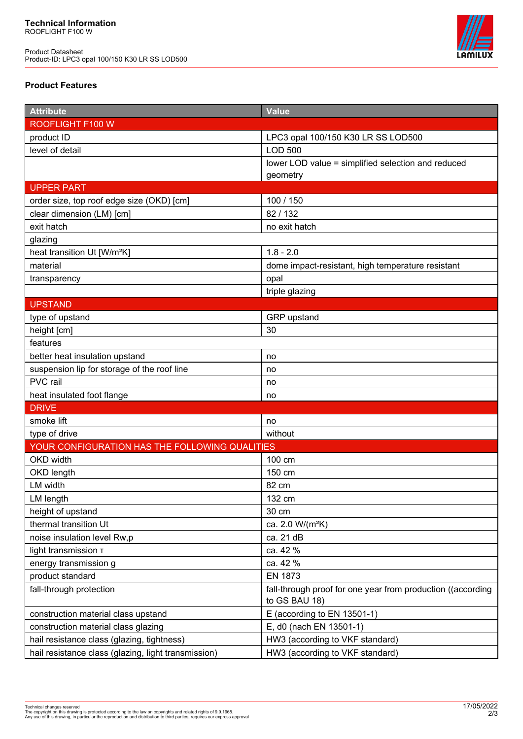**Technical Information**
ROOFLIGHT F100 W

Product Datasheet
Product-ID: LPC3 opal 100/150 K30 LR SS LOD500

### Product Features

| Attribute | Value |
|---|---|
| ROOFLIGHT F100 W | |
| product ID | LPC3 opal 100/150 K30 LR SS LOD500 |
| level of detail | LOD 500 |
| | lower LOD value = simplified selection and reduced geometry |
| UPPER PART | |
| order size, top roof edge size (OKD) [cm] | 100 / 150 |
| clear dimension (LM) [cm] | 82 / 132 |
| exit hatch | no exit hatch |
| glazing | |
| heat transition Ut [W/m²K] | 1.8 - 2.0 |
| material | dome impact-resistant, high temperature resistant |
| transparency | opal |
| | triple glazing |
| UPSTAND | |
| type of upstand | GRP upstand |
| height [cm] | 30 |
| features | |
| better heat insulation upstand | no |
| suspension lip for storage of the roof line | no |
| PVC rail | no |
| heat insulated foot flange | no |
| DRIVE | |
| smoke lift | no |
| type of drive | without |
| YOUR CONFIGURATION HAS THE FOLLOWING QUALITIES | |
| OKD width | 100 cm |
| OKD length | 150 cm |
| LM width | 82 cm |
| LM length | 132 cm |
| height of upstand | 30 cm |
| thermal transition Ut | ca. 2.0 W/(m²K) |
| noise insulation level Rw,p | ca. 21 dB |
| light transmission τ | ca. 42 % |
| energy transmission g | ca. 42 % |
| product standard | EN 1873 |
| fall-through protection | fall-through proof for one year from production ((according to GS BAU 18) |
| construction material class upstand | E (according to EN 13501-1) |
| construction material class glazing | E, d0 (nach EN 13501-1) |
| hail resistance class (glazing, tightness) | HW3 (according to VKF standard) |
| hail resistance class (glazing, light transmission) | HW3 (according to VKF standard) |

Technical changes reserved
The copyright on this drawing is protected according to the law on copyrights and related rights of 9.9.1965.
Any use of this drawing, in particular the reproduction and distribution to third parties, requires our express approval

17/05/2022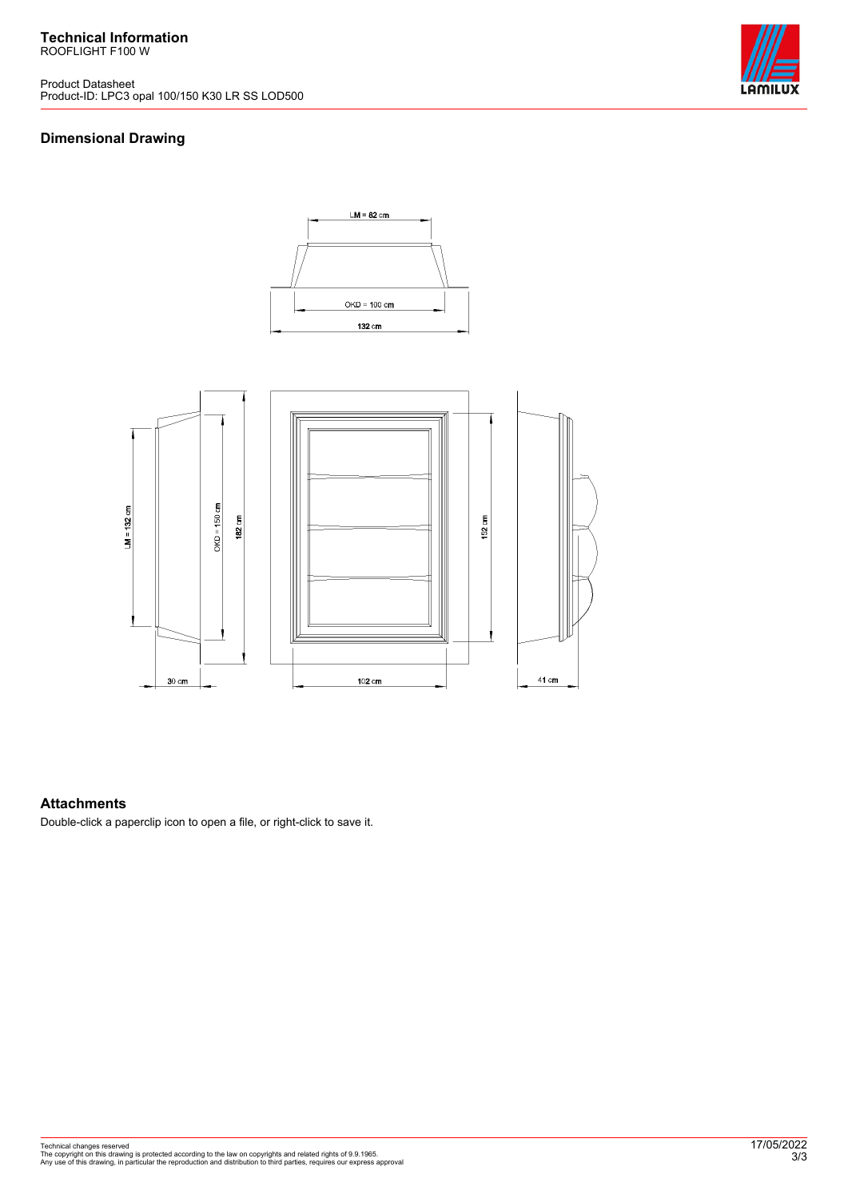# Technical Information
ROOFLIGHT F100 W

Product Datasheet
Product-ID: LPC3 opal 100/150 K30 LR SS LOD500

## Dimensional Drawing

LM = 82 cm

OKD = 100 cm

132 cm

LM = 132 cm

OKD = 150 cm

182 cm

152 cm

30 cm

102 cm

41 cm

## Attachments

Double-click a paperclip icon to open a file, or right-click to save it.

Technical changes reserved
The copyright on this drawing is protected according to the law on copyrights and related rights of 9.9.1965.
Any use of this drawing, in particular the reproduction and distribution to third parties, requires our express approval

17/05/2022